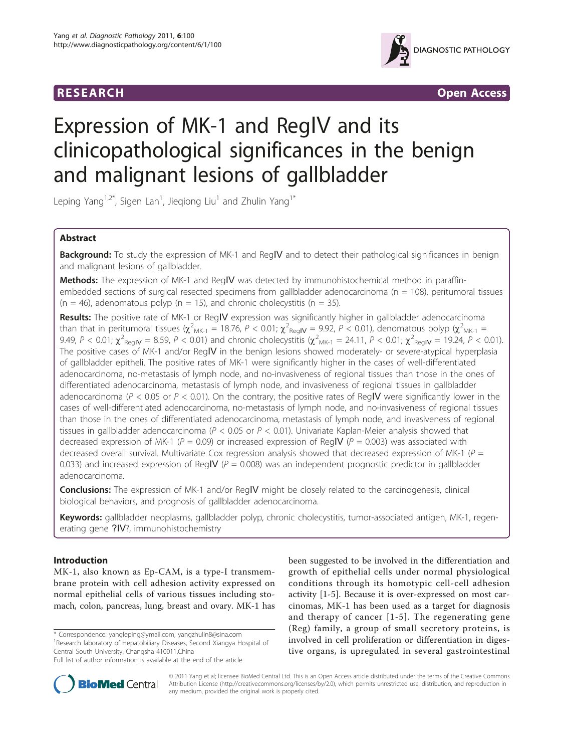**RESEARCH** **Open Access**

# Expression of MK-1 and RegIV and its clinicopathological significances in the benign and malignant lesions of gallbladder

Leping Yang[1,2*], Sigen Lan[1], Jieqiong Liu[1] and Zhulin Yang[1*]

## Abstract

**Background:** To study the expression of MK-1 and RegIV and to detect their pathological significances in benign and malignant lesions of gallbladder.

**Methods:** The expression of MK-1 and RegIV was detected by immunohistochemical method in paraffin-embedded sections of surgical resected specimens from gallbladder adenocarcinoma (n = 108), peritumoral tissues (n = 46), adenomatous polyp (n = 15), and chronic cholecystitis (n = 35).

**Results:** The positive rate of MK-1 or RegIV expression was significantly higher in gallbladder adenocarcinoma than that in peritumoral tissues ($\chi^2_{MK-1} = 18.76$, $P < 0.01$; $\chi^2_{RegIV} = 9.92$, $P < 0.01$), denomatous polyp ($\chi^2_{MK-1} = 9.49$, $P < 0.01$; $\chi^2_{RegIV} = 8.59$, $P < 0.01$) and chronic cholecystitis ($\chi^2_{MK-1} = 24.11$, $P < 0.01$; $\chi^2_{RegIV} = 19.24$, $P < 0.01$). The positive cases of MK-1 and/or RegIV in the benign lesions showed moderately- or severe-atypical hyperplasia of gallbladder epitheli. The positive rates of MK-1 were significantly higher in the cases of well-differentiated adenocarcinoma, no-metastasis of lymph node, and no-invasiveness of regional tissues than those in the ones of differentiated adenocarcinoma, metastasis of lymph node, and invasiveness of regional tissues in gallbladder adenocarcinoma ($P < 0.05$ or $P < 0.01$). On the contrary, the positive rates of RegIV were significantly lower in the cases of well-differentiated adenocarcinoma, no-metastasis of lymph node, and no-invasiveness of regional tissues than those in the ones of differentiated adenocarcinoma, metastasis of lymph node, and invasiveness of regional tissues in gallbladder adenocarcinoma ($P < 0.05$ or $P < 0.01$). Univariate Kaplan-Meier analysis showed that decreased expression of MK-1 ($P = 0.09$) or increased expression of RegIV ($P = 0.003$) was associated with decreased overall survival. Multivariate Cox regression analysis showed that decreased expression of MK-1 ($P = 0.033$) and increased expression of RegIV ($P = 0.008$) was an independent prognostic predictor in gallbladder adenocarcinoma.

**Conclusions:** The expression of MK-1 and/or RegIV might be closely related to the carcinogenesis, clinical biological behaviors, and prognosis of gallbladder adenocarcinoma.

**Keywords:** gallbladder neoplasms, gallbladder polyp, chronic cholecystitis, tumor-associated antigen, MK-1, regenerating gene ?IV?, immunohistochemistry

## Introduction

MK-1, also known as Ep-CAM, is a type-I transmembrane protein with cell adhesion activity expressed on normal epithelial cells of various tissues including stomach, colon, pancreas, lung, breast and ovary. MK-1 has been suggested to be involved in the differentiation and growth of epithelial cells under normal physiological conditions through its homotypic cell-cell adhesion activity [1-5]. Because it is over-expressed on most carcinomas, MK-1 has been used as a target for diagnosis and therapy of cancer [1-5]. The regenerating gene (Reg) family, a group of small secretory proteins, is involved in cell proliferation or differentiation in digestive organs, is upregulated in several gastrointestinal

\* Correspondence: yangleping@ymail.com; yangzhulin8@sina.com
[1]Research laboratory of Hepatobiliary Diseases, Second Xiangya Hospital of Central South University, Changsha 410011,China
Full list of author information is available at the end of the article

© 2011 Yang et al; licensee BioMed Central Ltd. This is an Open Access article distributed under the terms of the Creative Commons Attribution License (http://creativecommons.org/licenses/by/2.0), which permits unrestricted use, distribution, and reproduction in any medium, provided the original work is properly cited.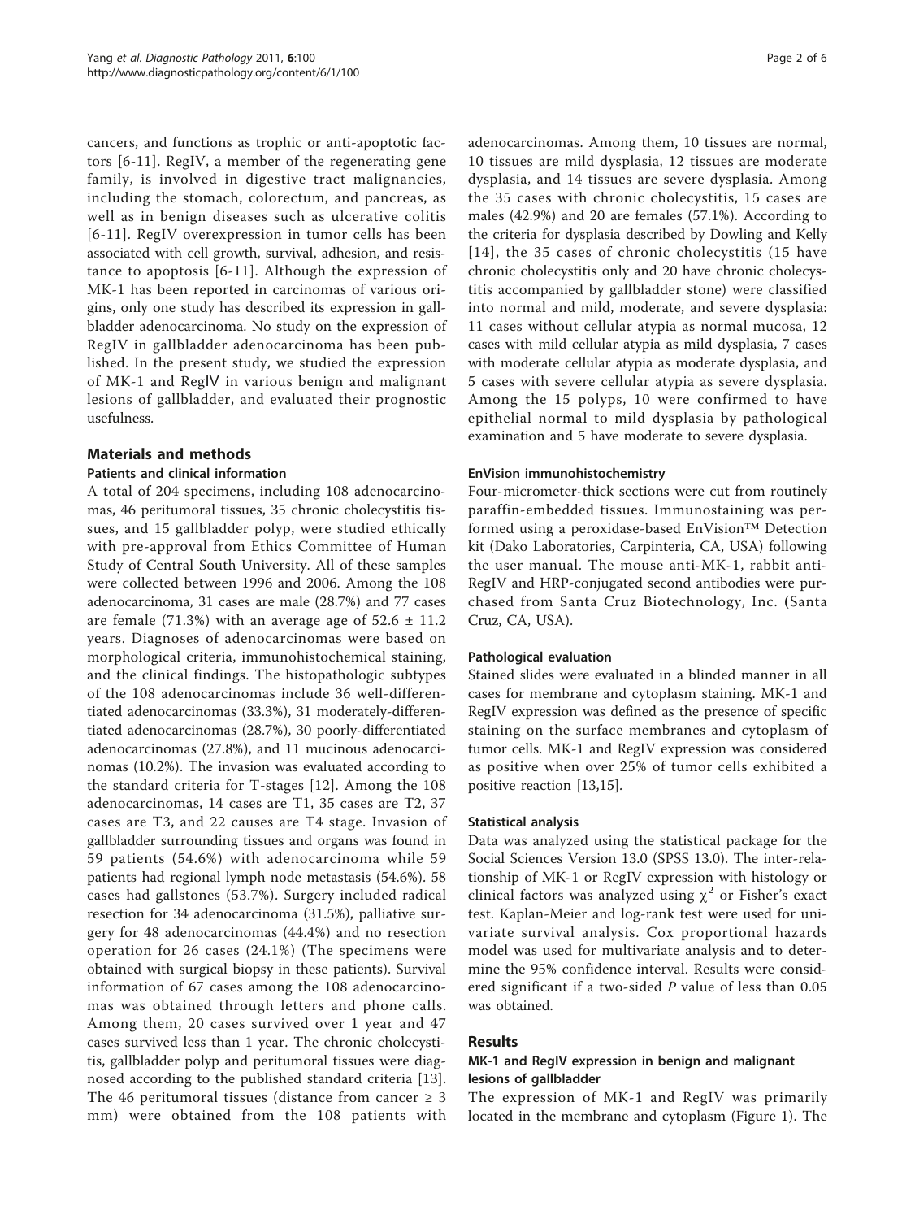cancers, and functions as trophic or anti-apoptotic factors [6-11]. RegIV, a member of the regenerating gene family, is involved in digestive tract malignancies, including the stomach, colorectum, and pancreas, as well as in benign diseases such as ulcerative colitis [6-11]. RegIV overexpression in tumor cells has been associated with cell growth, survival, adhesion, and resistance to apoptosis [6-11]. Although the expression of MK-1 has been reported in carcinomas of various origins, only one study has described its expression in gallbladder adenocarcinoma. No study on the expression of RegIV in gallbladder adenocarcinoma has been published. In the present study, we studied the expression of MK-1 and RegIV in various benign and malignant lesions of gallbladder, and evaluated their prognostic usefulness.

## Materials and methods

### Patients and clinical information

A total of 204 specimens, including 108 adenocarcinomas, 46 peritumoral tissues, 35 chronic cholecystitis tissues, and 15 gallbladder polyp, were studied ethically with pre-approval from Ethics Committee of Human Study of Central South University. All of these samples were collected between 1996 and 2006. Among the 108 adenocarcinoma, 31 cases are male (28.7%) and 77 cases are female (71.3%) with an average age of 52.6 ± 11.2 years. Diagnoses of adenocarcinomas were based on morphological criteria, immunohistochemical staining, and the clinical findings. The histopathologic subtypes of the 108 adenocarcinomas include 36 well-differentiated adenocarcinomas (33.3%), 31 moderately-differentiated adenocarcinomas (28.7%), 30 poorly-differentiated adenocarcinomas (27.8%), and 11 mucinous adenocarcinomas (10.2%). The invasion was evaluated according to the standard criteria for T-stages [12]. Among the 108 adenocarcinomas, 14 cases are T1, 35 cases are T2, 37 cases are T3, and 22 causes are T4 stage. Invasion of gallbladder surrounding tissues and organs was found in 59 patients (54.6%) with adenocarcinoma while 59 patients had regional lymph node metastasis (54.6%). 58 cases had gallstones (53.7%). Surgery included radical resection for 34 adenocarcinoma (31.5%), palliative surgery for 48 adenocarcinomas (44.4%) and no resection operation for 26 cases (24.1%) (The specimens were obtained with surgical biopsy in these patients). Survival information of 67 cases among the 108 adenocarcinomas was obtained through letters and phone calls. Among them, 20 cases survived over 1 year and 47 cases survived less than 1 year. The chronic cholecystitis, gallbladder polyp and peritumoral tissues were diagnosed according to the published standard criteria [13]. The 46 peritumoral tissues (distance from cancer ≥ 3 mm) were obtained from the 108 patients with adenocarcinomas. Among them, 10 tissues are normal, 10 tissues are mild dysplasia, 12 tissues are moderate dysplasia, and 14 tissues are severe dysplasia. Among the 35 cases with chronic cholecystitis, 15 cases are males (42.9%) and 20 are females (57.1%). According to the criteria for dysplasia described by Dowling and Kelly [14], the 35 cases of chronic cholecystitis (15 have chronic cholecystitis only and 20 have chronic cholecystitis accompanied by gallbladder stone) were classified into normal and mild, moderate, and severe dysplasia: 11 cases without cellular atypia as normal mucosa, 12 cases with mild cellular atypia as mild dysplasia, 7 cases with moderate cellular atypia as moderate dysplasia, and 5 cases with severe cellular atypia as severe dysplasia. Among the 15 polyps, 10 were confirmed to have epithelial normal to mild dysplasia by pathological examination and 5 have moderate to severe dysplasia.

### EnVision immunohistochemistry

Four-micrometer-thick sections were cut from routinely paraffin-embedded tissues. Immunostaining was performed using a peroxidase-based EnVision™ Detection kit (Dako Laboratories, Carpinteria, CA, USA) following the user manual. The mouse anti-MK-1, rabbit anti-RegIV and HRP-conjugated second antibodies were purchased from Santa Cruz Biotechnology, Inc. (Santa Cruz, CA, USA).

### Pathological evaluation

Stained slides were evaluated in a blinded manner in all cases for membrane and cytoplasm staining. MK-1 and RegIV expression was defined as the presence of specific staining on the surface membranes and cytoplasm of tumor cells. MK-1 and RegIV expression was considered as positive when over 25% of tumor cells exhibited a positive reaction [13,15].

### Statistical analysis

Data was analyzed using the statistical package for the Social Sciences Version 13.0 (SPSS 13.0). The inter-relationship of MK-1 or RegIV expression with histology or clinical factors was analyzed using $\chi^2$ or Fisher's exact test. Kaplan-Meier and log-rank test were used for univariate survival analysis. Cox proportional hazards model was used for multivariate analysis and to determine the 95% confidence interval. Results were considered significant if a two-sided $P$ value of less than 0.05 was obtained.

## Results

### MK-1 and RegIV expression in benign and malignant lesions of gallbladder

The expression of MK-1 and RegIV was primarily located in the membrane and cytoplasm (Figure 1). The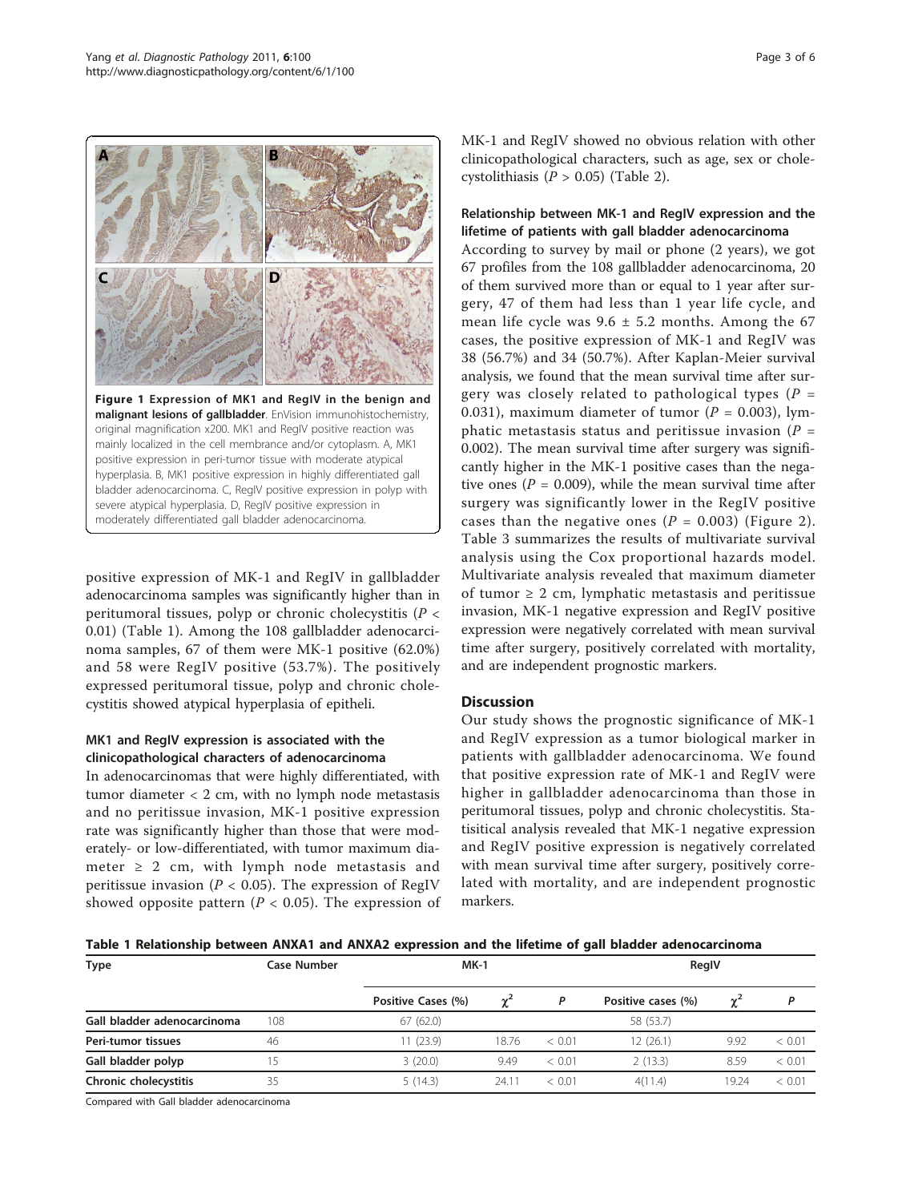Figure 1 Expression of MK1 and RegIV in the benign and malignant lesions of gallbladder. EnVision immunohistochemistry, original magnification x200. MK1 and RegIV positive reaction was mainly localized in the cell membrance and/or cytoplasm. A, MK1 positive expression in peri-tumor tissue with moderate atypical hyperplasia. B, MK1 positive expression in highly differentiated gall bladder adenocarcinoma. C, RegIV positive expression in polyp with severe atypical hyperplasia. D, RegIV positive expression in moderately differentiated gall bladder adenocarcinoma.

positive expression of MK-1 and RegIV in gallbladder adenocarcinoma samples was significantly higher than in peritumoral tissues, polyp or chronic cholecystitis ($P < 0.01$) (Table 1). Among the 108 gallbladder adenocarcinoma samples, 67 of them were MK-1 positive (62.0%) and 58 were RegIV positive (53.7%). The positively expressed peritumoral tissue, polyp and chronic cholecystitis showed atypical hyperplasia of epitheli.

### MK1 and RegIV expression is associated with the clinicopathological characters of adenocarcinoma

In adenocarcinomas that were highly differentiated, with tumor diameter < 2 cm, with no lymph node metastasis and no peritissue invasion, MK-1 positive expression rate was significantly higher than those that were moderately- or low-differentiated, with tumor maximum diameter ≥ 2 cm, with lymph node metastasis and peritissue invasion ($P < 0.05$). The expression of RegIV showed opposite pattern ($P < 0.05$). The expression of MK-1 and RegIV showed no obvious relation with other clinicopathological characters, such as age, sex or cholecystolithiasis ($P > 0.05$) (Table 2).

### Relationship between MK-1 and RegIV expression and the lifetime of patients with gall bladder adenocarcinoma

According to survey by mail or phone (2 years), we got 67 profiles from the 108 gallbladder adenocarcinoma, 20 of them survived more than or equal to 1 year after surgery, 47 of them had less than 1 year life cycle, and mean life cycle was 9.6 ± 5.2 months. Among the 67 cases, the positive expression of MK-1 and RegIV was 38 (56.7%) and 34 (50.7%). After Kaplan-Meier survival analysis, we found that the mean survival time after surgery was closely related to pathological types ($P = 0.031$), maximum diameter of tumor ($P = 0.003$), lymphatic metastasis status and peritissue invasion ($P = 0.002$). The mean survival time after surgery was significantly higher in the MK-1 positive cases than the negative ones ($P = 0.009$), while the mean survival time after surgery was significantly lower in the RegIV positive cases than the negative ones ($P = 0.003$) (Figure 2). Table 3 summarizes the results of multivariate survival analysis using the Cox proportional hazards model. Multivariate analysis revealed that maximum diameter of tumor ≥ 2 cm, lymphatic metastasis and peritissue invasion, MK-1 negative expression and RegIV positive expression were negatively correlated with mean survival time after surgery, positively correlated with mortality, and are independent prognostic markers.

## Discussion

Our study shows the prognostic significance of MK-1 and RegIV expression as a tumor biological marker in patients with gallbladder adenocarcinoma. We found that positive expression rate of MK-1 and RegIV were higher in gallbladder adenocarcinoma than those in peritumoral tissues, polyp and chronic cholecystitis. Statisitical analysis revealed that MK-1 negative expression and RegIV positive expression is negatively correlated with mean survival time after surgery, positively correlated with mortality, and are independent prognostic markers.

**Table 1 Relationship between ANXA1 and ANXA2 expression and the lifetime of gall bladder adenocarcinoma**

| Type | Case Number | MK-1 | | | RegIV | | |
|---|---|---|---|---|---|---|---|
| | | Positive Cases (%) | $\chi^2$ | $P$ | Positive cases (%) | $\chi^2$ | $P$ |
| **Gall bladder adenocarcinoma** | 108 | 67 (62.0) | | | 58 (53.7) | | |
| **Peri-tumor tissues** | 46 | 11 (23.9) | 18.76 | < 0.01 | 12 (26.1) | 9.92 | < 0.01 |
| **Gall bladder polyp** | 15 | 3 (20.0) | 9.49 | < 0.01 | 2 (13.3) | 8.59 | < 0.01 |
| **Chronic cholecystitis** | 35 | 5 (14.3) | 24.11 | < 0.01 | 4(11.4) | 19.24 | < 0.01 |

Compared with Gall bladder adenocarcinoma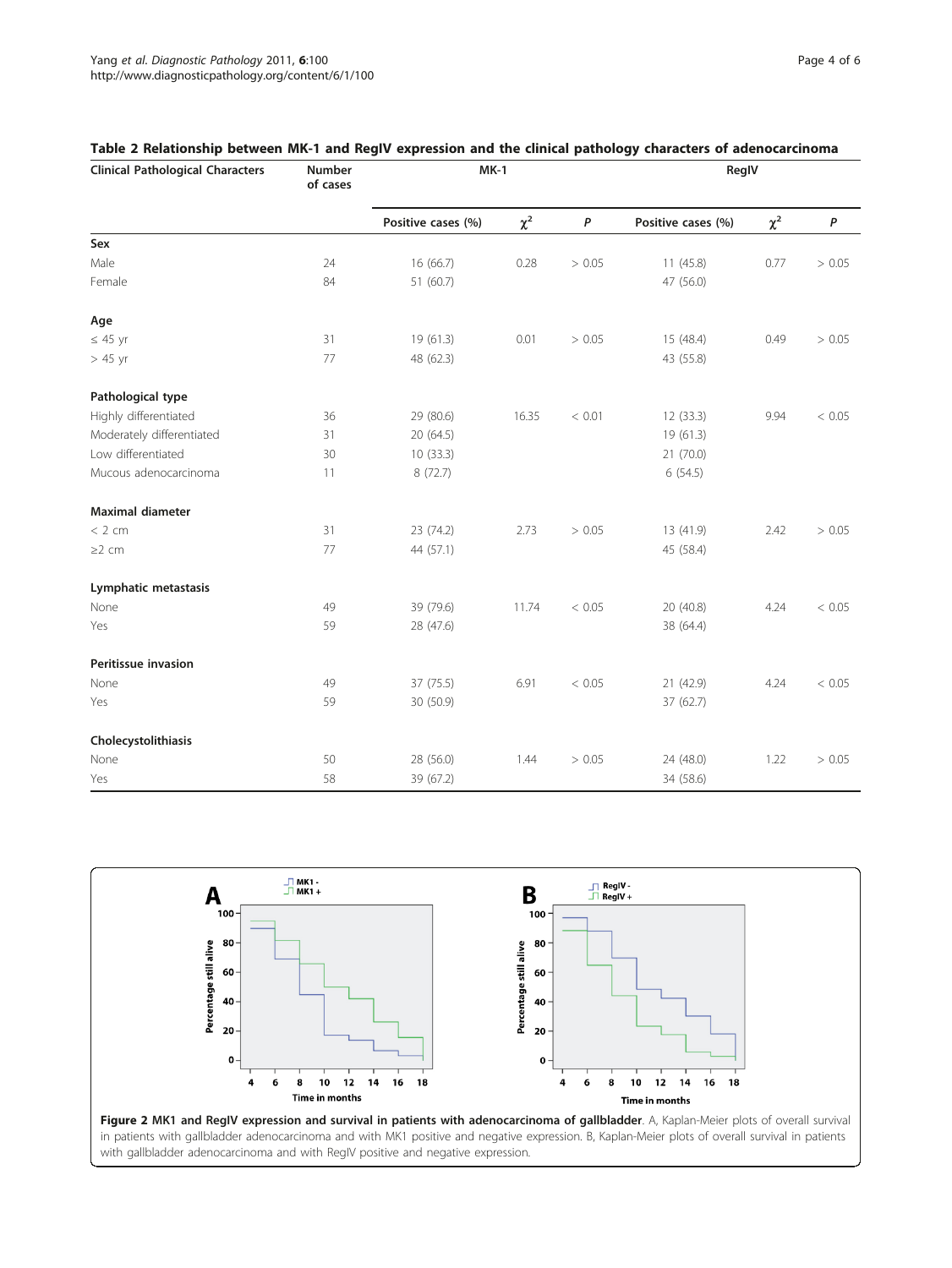**Table 2 Relationship between MK-1 and RegIV expression and the clinical pathology characters of adenocarcinoma**

| Clinical Pathological Characters | Number of cases | MK-1 | | | RegIV | | |
|---|---|---|---|---|---|---|---|
| | | Positive cases (%) | $\chi^2$ | *P* | Positive cases (%) | $\chi^2$ | *P* |
| **Sex** | | | | | | | |
| Male | 24 | 16 (66.7) | 0.28 | > 0.05 | 11 (45.8) | 0.77 | > 0.05 |
| Female | 84 | 51 (60.7) | | | 47 (56.0) | | |
| **Age** | | | | | | | |
| ≤ 45 yr | 31 | 19 (61.3) | 0.01 | > 0.05 | 15 (48.4) | 0.49 | > 0.05 |
| > 45 yr | 77 | 48 (62.3) | | | 43 (55.8) | | |
| **Pathological type** | | | | | | | |
| Highly differentiated | 36 | 29 (80.6) | 16.35 | < 0.01 | 12 (33.3) | 9.94 | < 0.05 |
| Moderately differentiated | 31 | 20 (64.5) | | | 19 (61.3) | | |
| Low differentiated | 30 | 10 (33.3) | | | 21 (70.0) | | |
| Mucous adenocarcinoma | 11 | 8 (72.7) | | | 6 (54.5) | | |
| **Maximal diameter** | | | | | | | |
| < 2 cm | 31 | 23 (74.2) | 2.73 | > 0.05 | 13 (41.9) | 2.42 | > 0.05 |
| ≥2 cm | 77 | 44 (57.1) | | | 45 (58.4) | | |
| **Lymphatic metastasis** | | | | | | | |
| None | 49 | 39 (79.6) | 11.74 | < 0.05 | 20 (40.8) | 4.24 | < 0.05 |
| Yes | 59 | 28 (47.6) | | | 38 (64.4) | | |
| **Peritissue invasion** | | | | | | | |
| None | 49 | 37 (75.5) | 6.91 | < 0.05 | 21 (42.9) | 4.24 | < 0.05 |
| Yes | 59 | 30 (50.9) | | | 37 (62.7) | | |
| **Cholecystolithiasis** | | | | | | | |
| None | 50 | 28 (56.0) | 1.44 | > 0.05 | 24 (48.0) | 1.22 | > 0.05 |
| Yes | 58 | 39 (67.2) | | | 34 (58.6) | | |

**Figure 2 MK1 and RegIV expression and survival in patients with adenocarcinoma of gallbladder**. A, Kaplan-Meier plots of overall survival in patients with gallbladder adenocarcinoma and with MK1 positive and negative expression. B, Kaplan-Meier plots of overall survival in patients with gallbladder adenocarcinoma and with RegIV positive and negative expression.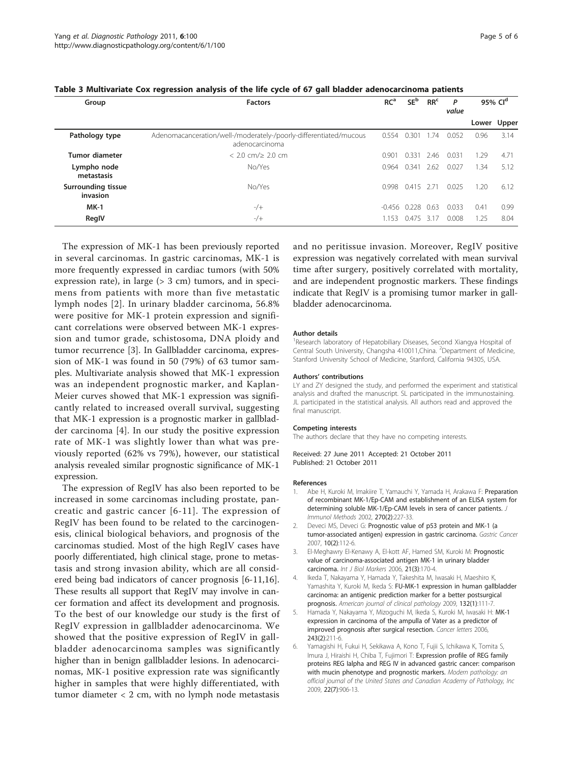**Table 3 Multivariate Cox regression analysis of the life cycle of 67 gall bladder adenocarcinoma patients**

| Group | Factors | RC[a] | SE[b] | RR[c] | P value | 95% CI[d] | |
|---|---|---|---|---|---|---|---|
| | | | | | | Lower | Upper |
| **Pathology type** | Adenomacanceration/well-/moderately-/poorly-differentiated/mucous adenocarcinoma | 0.554 | 0.301 | 1.74 | 0.052 | 0.96 | 3.14 |
| **Tumor diameter** | < 2.0 cm/≥ 2.0 cm | 0.901 | 0.331 | 2.46 | 0.031 | 1.29 | 4.71 |
| **Lympho node metastasis** | No/Yes | 0.964 | 0.341 | 2.62 | 0.027 | 1.34 | 5.12 |
| **Surrounding tissue invasion** | No/Yes | 0.998 | 0.415 | 2.71 | 0.025 | 1.20 | 6.12 |
| **MK-1** | -/+ | -0.456 | 0.228 | 0.63 | 0.033 | 0.41 | 0.99 |
| **RegIV** | -/+ | 1.153 | 0.475 | 3.17 | 0.008 | 1.25 | 8.04 |

The expression of MK-1 has been previously reported in several carcinomas. In gastric carcinomas, MK-1 is more frequently expressed in cardiac tumors (with 50% expression rate), in large (> 3 cm) tumors, and in specimens from patients with more than five metastatic lymph nodes [2]. In urinary bladder carcinoma, 56.8% were positive for MK-1 protein expression and significant correlations were observed between MK-1 expression and tumor grade, schistosoma, DNA ploidy and tumor recurrence [3]. In Gallbladder carcinoma, expression of MK-1 was found in 50 (79%) of 63 tumor samples. Multivariate analysis showed that MK-1 expression was an independent prognostic marker, and Kaplan-Meier curves showed that MK-1 expression was significantly related to increased overall survival, suggesting that MK-1 expression is a prognostic marker in gallbladder carcinoma [4]. In our study the positive expression rate of MK-1 was slightly lower than what was previously reported (62% vs 79%), however, our statistical analysis revealed similar prognostic significance of MK-1 expression.

The expression of RegIV has also been reported to be increased in some carcinomas including prostate, pancreatic and gastric cancer [6-11]. The expression of RegIV has been found to be related to the carcinogenesis, clinical biological behaviors, and prognosis of the carcinomas studied. Most of the high RegIV cases have poorly differentiated, high clinical stage, prone to metastasis and strong invasion ability, which are all considered being bad indicators of cancer prognosis [6-11,16]. These results all support that RegIV may involve in cancer formation and affect its development and prognosis. To the best of our knowledge our study is the first of RegIV expression in gallbladder adenocarcinoma. We showed that the positive expression of RegIV in gallbladder adenocarcinoma samples was significantly higher than in benign gallbladder lesions. In adenocarcinomas, MK-1 positive expression rate was significantly higher in samples that were highly differentiated, with tumor diameter < 2 cm, with no lymph node metastasis and no peritissue invasion. Moreover, RegIV positive expression was negatively correlated with mean survival time after surgery, positively correlated with mortality, and are independent prognostic markers. These findings indicate that RegIV is a promising tumor marker in gallbladder adenocarcinoma.

#### Author details

[1]Research laboratory of Hepatobiliary Diseases, Second Xiangya Hospital of Central South University, Changsha 410011,China. [2]Department of Medicine, Stanford University School of Medicine, Stanford, California 94305, USA.

#### Authors' contributions

LY and ZY designed the study, and performed the experiment and statistical analysis and drafted the manuscript. SL participated in the immunostaining. JL participated in the statistical analysis. All authors read and approved the final manuscript.

#### Competing interests

The authors declare that they have no competing interests.

Received: 27 June 2011 Accepted: 21 October 2011
Published: 21 October 2011

#### References

1. Abe H, Kuroki M, Imakiire T, Yamauchi Y, Yamada H, Arakawa F: **Preparation of recombinant MK-1/Ep-CAM and establishment of an ELISA system for determining soluble MK-1/Ep-CAM levels in sera of cancer patients.** *J Immunol Methods* 2002, **270(2)**:227-33.
2. Deveci MS, Deveci G: **Prognostic value of p53 protein and MK-1 (a tumor-associated antigen) expression in gastric carcinoma.** *Gastric Cancer* 2007, **10(2)**:112-6.
3. El-Meghawry El-Kenawy A, El-kott AF, Hamed SM, Kuroki M: **Prognostic value of carcinoma-associated antigen MK-1 in urinary bladder carcinoma.** *Int J Biol Markers* 2006, **21(3)**:170-4.
4. Ikeda T, Nakayama Y, Hamada Y, Takeshita M, Iwasaki H, Maeshiro K, Yamashita Y, Kuroki M, Ikeda S: **FU-MK-1 expression in human gallbladder carcinoma: an antigenic prediction marker for a better postsurgical prognosis.** *American journal of clinical pathology* 2009, **132(1)**:111-7.
5. Hamada Y, Nakayama Y, Mizoguchi M, Ikeda S, Kuroki M, Iwasaki H: **MK-1 expression in carcinoma of the ampulla of Vater as a predictor of improved prognosis after surgical resection.** *Cancer letters* 2006, **243(2)**:211-6.
6. Yamagishi H, Fukui H, Sekikawa A, Kono T, Fujii S, Ichikawa K, Tomita S, Imura J, Hiraishi H, Chiba T, Fujimori T: **Expression profile of REG family proteins REG Ialpha and REG IV in advanced gastric cancer: comparison with mucin phenotype and prognostic markers.** *Modern pathology: an official journal of the United States and Canadian Academy of Pathology, Inc* 2009, **22(7)**:906-13.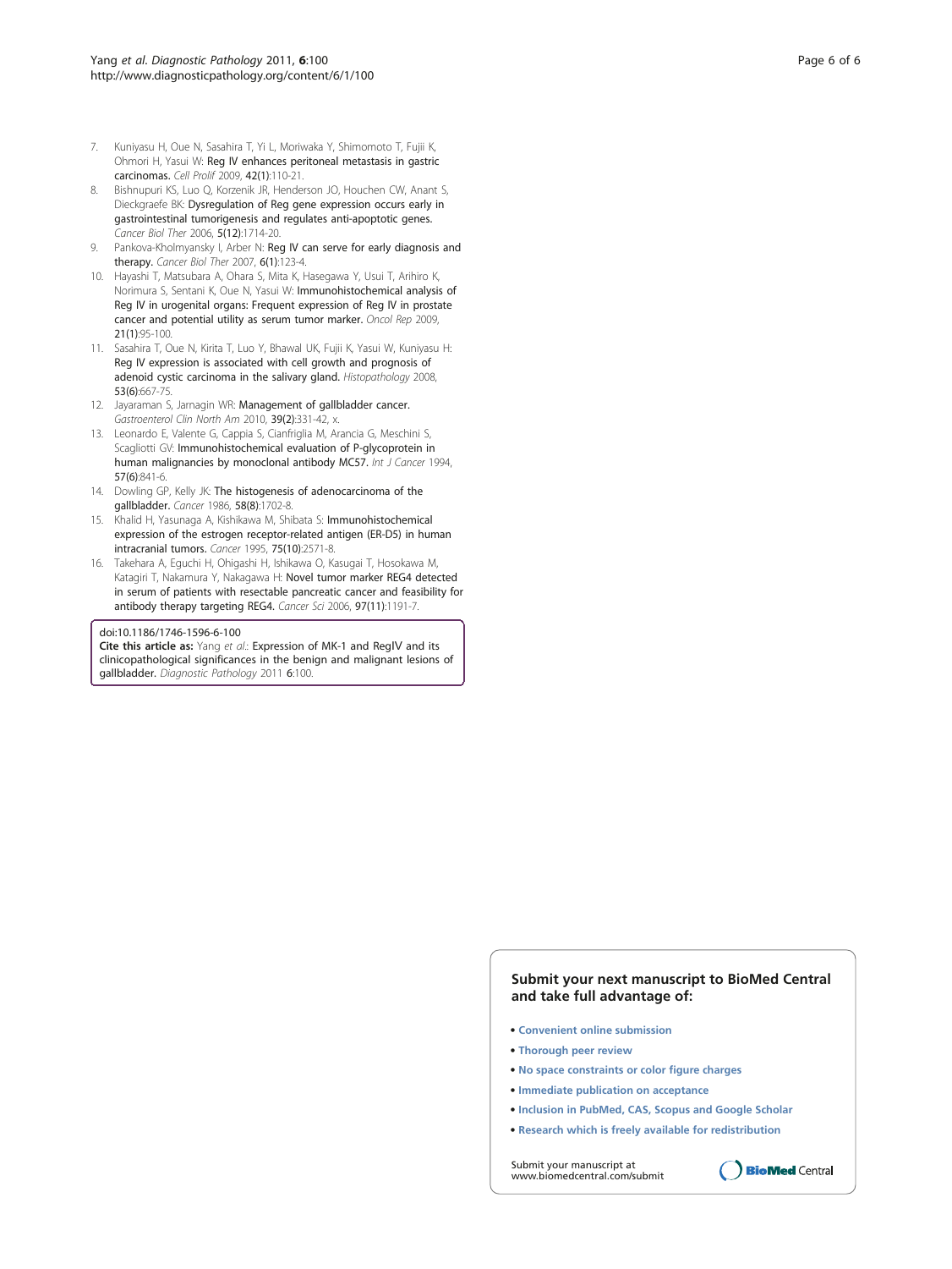7. Kuniyasu H, Oue N, Sasahira T, Yi L, Moriwaka Y, Shimomoto T, Fujii K, Ohmori H, Yasui W: **Reg IV enhances peritoneal metastasis in gastric carcinomas.** *Cell Prolif* 2009, **42(1)**:110-21.
8. Bishnupuri KS, Luo Q, Korzenik JR, Henderson JO, Houchen CW, Anant S, Dieckgraefe BK: **Dysregulation of Reg gene expression occurs early in gastrointestinal tumorigenesis and regulates anti-apoptotic genes.** *Cancer Biol Ther* 2006, **5(12)**:1714-20.
9. Pankova-Kholmyansky I, Arber N: **Reg IV can serve for early diagnosis and therapy.** *Cancer Biol Ther* 2007, **6(1)**:123-4.
10. Hayashi T, Matsubara A, Ohara S, Mita K, Hasegawa Y, Usui T, Arihiro K, Norimura S, Sentani K, Oue N, Yasui W: **Immunohistochemical analysis of Reg IV in urogenital organs: Frequent expression of Reg IV in prostate cancer and potential utility as serum tumor marker.** *Oncol Rep* 2009, **21(1)**:95-100.
11. Sasahira T, Oue N, Kirita T, Luo Y, Bhawal UK, Fujii K, Yasui W, Kuniyasu H: **Reg IV expression is associated with cell growth and prognosis of adenoid cystic carcinoma in the salivary gland.** *Histopathology* 2008, **53(6)**:667-75.
12. Jayaraman S, Jarnagin WR: **Management of gallbladder cancer.** *Gastroenterol Clin North Am* 2010, **39(2)**:331-42, x.
13. Leonardo E, Valente G, Cappia S, Cianfriglia M, Arancia G, Meschini S, Scagliotti GV: **Immunohistochemical evaluation of P-glycoprotein in human malignancies by monoclonal antibody MC57.** *Int J Cancer* 1994, **57(6)**:841-6.
14. Dowling GP, Kelly JK: **The histogenesis of adenocarcinoma of the gallbladder.** *Cancer* 1986, **58(8)**:1702-8.
15. Khalid H, Yasunaga A, Kishikawa M, Shibata S: **Immunohistochemical expression of the estrogen receptor-related antigen (ER-D5) in human intracranial tumors.** *Cancer* 1995, **75(10)**:2571-8.
16. Takehara A, Eguchi H, Ohigashi H, Ishikawa O, Kasugai T, Hosokawa M, Katagiri T, Nakamura Y, Nakagawa H: **Novel tumor marker REG4 detected in serum of patients with resectable pancreatic cancer and feasibility for antibody therapy targeting REG4.** *Cancer Sci* 2006, **97(11)**:1191-7.

doi:10.1186/1746-1596-6-100
**Cite this article as:** Yang *et al.*: Expression of MK-1 and RegIV and its clinicopathological significances in the benign and malignant lesions of gallbladder. *Diagnostic Pathology* 2011 **6**:100.

**Submit your next manuscript to BioMed Central and take full advantage of:**

- **Convenient online submission**
- **Thorough peer review**
- **No space constraints or color figure charges**
- **Immediate publication on acceptance**
- **Inclusion in PubMed, CAS, Scopus and Google Scholar**
- **Research which is freely available for redistribution**

Submit your manuscript at
www.biomedcentral.com/submit

BioMed Central